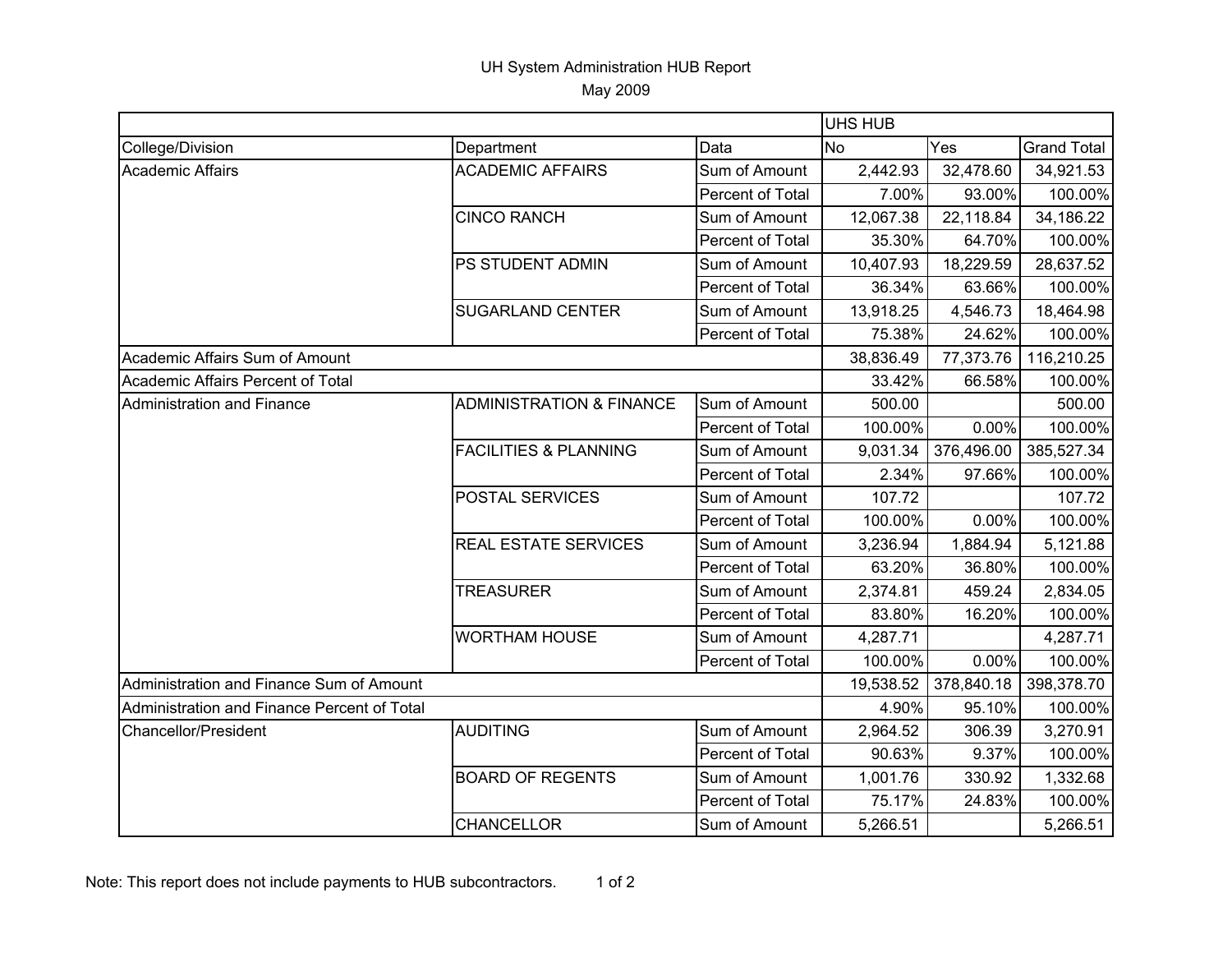# UH System Administration HUB Report

May 2009

| | | | UHS HUB | | |
|---|---|---|---|---|---|
| College/Division | Department | Data | No | Yes | Grand Total |
| Academic Affairs | ACADEMIC AFFAIRS | Sum of Amount | 2,442.93 | 32,478.60 | 34,921.53 |
| | | Percent of Total | 7.00% | 93.00% | 100.00% |
| | CINCO RANCH | Sum of Amount | 12,067.38 | 22,118.84 | 34,186.22 |
| | | Percent of Total | 35.30% | 64.70% | 100.00% |
| | PS STUDENT ADMIN | Sum of Amount | 10,407.93 | 18,229.59 | 28,637.52 |
| | | Percent of Total | 36.34% | 63.66% | 100.00% |
| | SUGARLAND CENTER | Sum of Amount | 13,918.25 | 4,546.73 | 18,464.98 |
| | | Percent of Total | 75.38% | 24.62% | 100.00% |
| Academic Affairs Sum of Amount | | | 38,836.49 | 77,373.76 | 116,210.25 |
| Academic Affairs Percent of Total | | | 33.42% | 66.58% | 100.00% |
| Administration and Finance | ADMINISTRATION & FINANCE | Sum of Amount | 500.00 | | 500.00 |
| | | Percent of Total | 100.00% | 0.00% | 100.00% |
| | FACILITIES & PLANNING | Sum of Amount | 9,031.34 | 376,496.00 | 385,527.34 |
| | | Percent of Total | 2.34% | 97.66% | 100.00% |
| | POSTAL SERVICES | Sum of Amount | 107.72 | | 107.72 |
| | | Percent of Total | 100.00% | 0.00% | 100.00% |
| | REAL ESTATE SERVICES | Sum of Amount | 3,236.94 | 1,884.94 | 5,121.88 |
| | | Percent of Total | 63.20% | 36.80% | 100.00% |
| | TREASURER | Sum of Amount | 2,374.81 | 459.24 | 2,834.05 |
| | | Percent of Total | 83.80% | 16.20% | 100.00% |
| | WORTHAM HOUSE | Sum of Amount | 4,287.71 | | 4,287.71 |
| | | Percent of Total | 100.00% | 0.00% | 100.00% |
| Administration and Finance Sum of Amount | | | 19,538.52 | 378,840.18 | 398,378.70 |
| Administration and Finance Percent of Total | | | 4.90% | 95.10% | 100.00% |
| Chancellor/President | AUDITING | Sum of Amount | 2,964.52 | 306.39 | 3,270.91 |
| | | Percent of Total | 90.63% | 9.37% | 100.00% |
| | BOARD OF REGENTS | Sum of Amount | 1,001.76 | 330.92 | 1,332.68 |
| | | Percent of Total | 75.17% | 24.83% | 100.00% |
| | CHANCELLOR | Sum of Amount | 5,266.51 | | 5,266.51 |

Note: This report does not include payments to HUB subcontractors.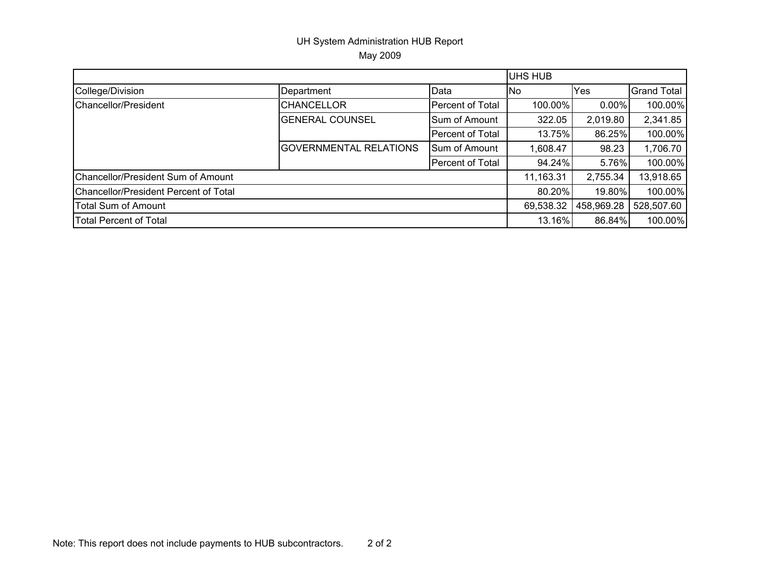# UH System Administration HUB Report

May 2009

| | | | UHS HUB | | |
|---|---|---|---|---|---|
| College/Division | Department | Data | No | Yes | Grand Total |
| Chancellor/President | CHANCELLOR | Percent of Total | 100.00% | 0.00% | 100.00% |
| | GENERAL COUNSEL | Sum of Amount | 322.05 | 2,019.80 | 2,341.85 |
| | | Percent of Total | 13.75% | 86.25% | 100.00% |
| | GOVERNMENTAL RELATIONS | Sum of Amount | 1,608.47 | 98.23 | 1,706.70 |
| | | Percent of Total | 94.24% | 5.76% | 100.00% |
| Chancellor/President Sum of Amount | | | 11,163.31 | 2,755.34 | 13,918.65 |
| Chancellor/President Percent of Total | | | 80.20% | 19.80% | 100.00% |
| Total Sum of Amount | | | 69,538.32 | 458,969.28 | 528,507.60 |
| Total Percent of Total | | | 13.16% | 86.84% | 100.00% |

Note: This report does not include payments to HUB subcontractors.